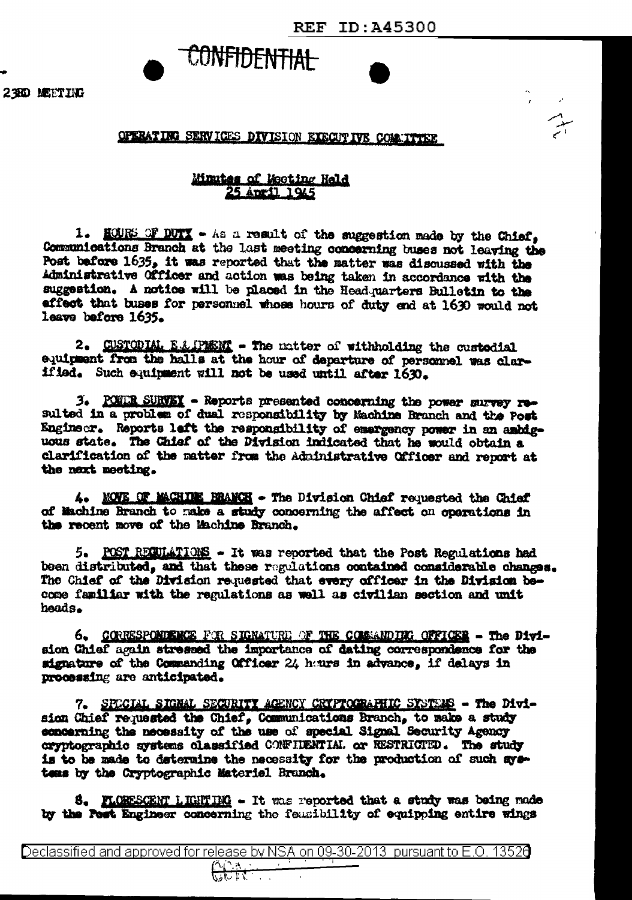REF ID:A45300

CONFIDENTIAL

23RD MEETING

OPERATING SERVICES DIVISION EXECUTIVE COMMITTEE

Minutes of Meeting Held
25 April 1945

1. HOURS OF DUTY - As a result of the suggestion made by the Chief, Communications Branch at the last meeting concerning buses not leaving the Post before 1635, it was reported that the matter was discussed with the Administrative Officer and action was being taken in accordance with the suggestion. A notice will be placed in the Headquarters Bulletin to the effect that buses for personnel whose hours of duty end at 1630 would not leave before 1635.

2. CUSTODIAL EQUIPMENT - The matter of withholding the custodial equipment from the halls at the hour of departure of personnel was clarified. Such equipment will not be used until after 1630.

3. POWER SURVEY - Reports presented concerning the power survey resulted in a problem of dual responsibility by Machine Branch and the Post Engineer. Reports left the responsibility of emergency power in an ambiguous state. The Chief of the Division indicated that he would obtain a clarification of the matter from the Administrative Officer and report at the next meeting.

4. MOVE OF MACHINE BRANCH - The Division Chief requested the Chief of Machine Branch to make a study concerning the affect on operations in the recent move of the Machine Branch.

5. POST REGULATIONS - It was reported that the Post Regulations had been distributed, and that these regulations contained considerable changes. The Chief of the Division requested that every officer in the Division become familiar with the regulations as well as civilian section and unit heads.

6. CORRESPONDENCE FOR SIGNATURE OF THE COMMANDING OFFICER - The Division Chief again stressed the importance of dating correspondence for the signature of the Commanding Officer 24 hours in advance, if delays in processing are anticipated.

7. SPECIAL SIGNAL SECURITY AGENCY CRYPTOGRAPHIC SYSTEMS - The Division Chief requested the Chief, Communications Branch, to make a study concerning the necessity of the use of special Signal Security Agency cryptographic systems classified CONFIDENTIAL or RESTRICTED. The study is to be made to determine the necessity for the production of such systems by the Cryptographic Materiel Branch.

8. FLORESCENT LIGHTING - It was reported that a study was being made by the Post Engineer concerning the feasibility of equipping entire wings

Declassified and approved for release by NSA on 09-30-2013 pursuant to E.O. 13526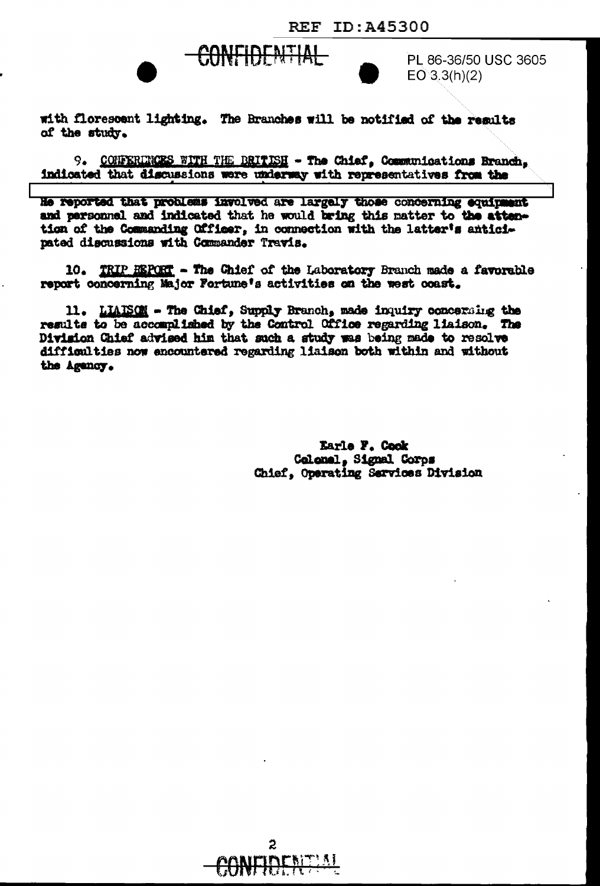with florescent lighting. The Branches will be notified of the results of the study.

9. CONFERENCES WITH THE BRITISH - The Chief, Communications Branch, indicated that discussions were underway with representatives from the

He reported that problems involved are largely those concerning equipment and personnel and indicated that he would bring this matter to the attention of the Commanding Officer, in connection with the latter's anticipated discussions with Commander Travis.

10. TRIP REPORT - The Chief of the Laboratory Branch made a favorable report concerning Major Fortune's activities on the west coast.

11. LIAISON - The Chief, Supply Branch, made inquiry concerning the results to be accomplished by the Control Office regarding liaison. The Division Chief advised him that such a study was being made to resolve difficulties now encountered regarding liaison both within and without the Agency.

Earle F. Cook
Colonel, Signal Corps
Chief, Operating Services Division